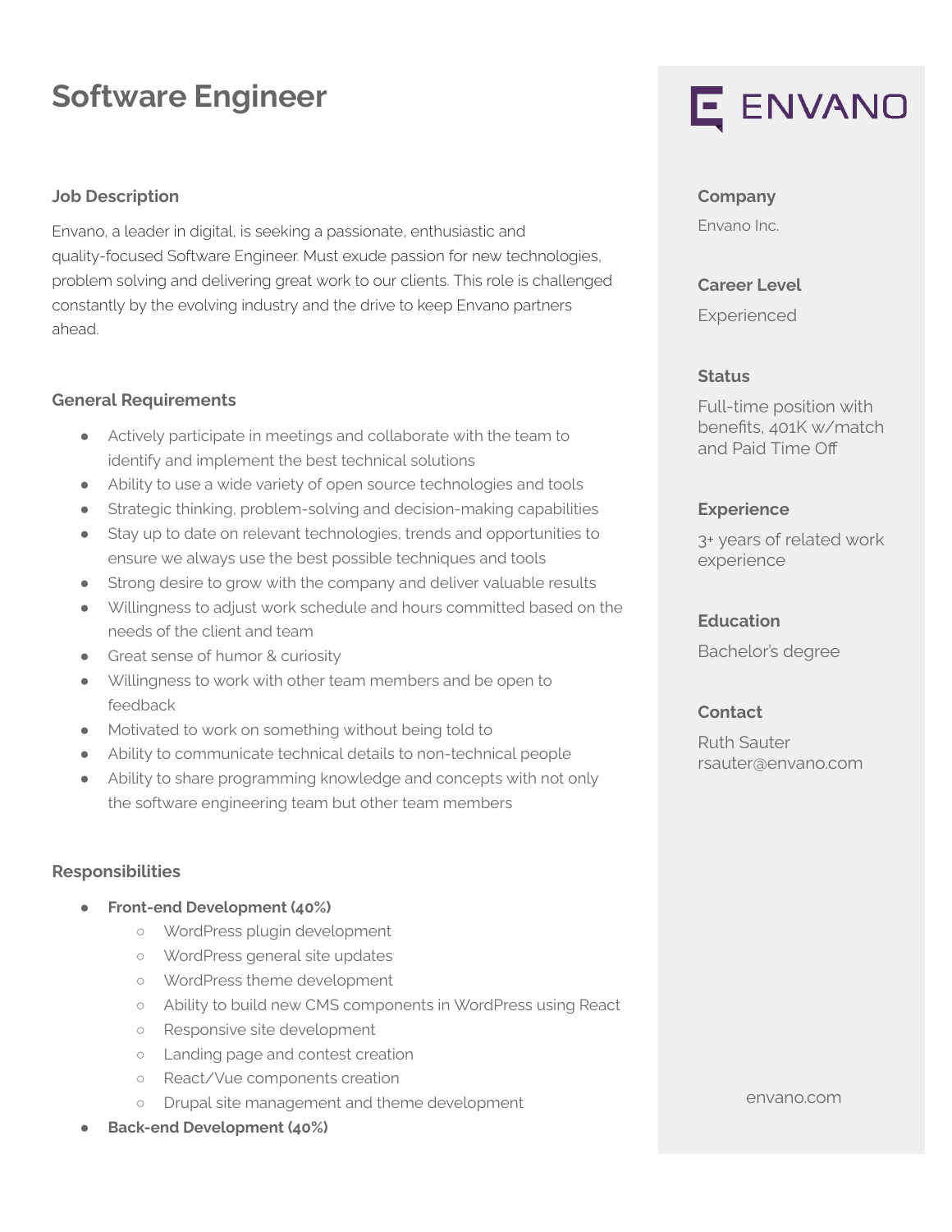# Software Engineer

## Job Description

Envano, a leader in digital, is seeking a passionate, enthusiastic and quality-focused Software Engineer. Must exude passion for new technologies, problem solving and delivering great work to our clients. This role is challenged constantly by the evolving industry and the drive to keep Envano partners ahead.

## General Requirements

- Actively participate in meetings and collaborate with the team to identify and implement the best technical solutions
- Ability to use a wide variety of open source technologies and tools
- Strategic thinking, problem-solving and decision-making capabilities
- Stay up to date on relevant technologies, trends and opportunities to ensure we always use the best possible techniques and tools
- Strong desire to grow with the company and deliver valuable results
- Willingness to adjust work schedule and hours committed based on the needs of the client and team
- Great sense of humor & curiosity
- Willingness to work with other team members and be open to feedback
- Motivated to work on something without being told to
- Ability to communicate technical details to non-technical people
- Ability to share programming knowledge and concepts with not only the software engineering team but other team members

## Responsibilities

- **Front-end Development (40%)**
  - WordPress plugin development
  - WordPress general site updates
  - WordPress theme development
  - Ability to build new CMS components in WordPress using React
  - Responsive site development
  - Landing page and contest creation
  - React/Vue components creation
  - Drupal site management and theme development
- **Back-end Development (40%)**

ENVANO

**Company**

Envano Inc.

**Career Level**

Experienced

**Status**

Full-time position with benefits, 401K w/match and Paid Time Off

**Experience**

3+ years of related work experience

**Education**

Bachelor's degree

**Contact**

Ruth Sauter
rsauter@envano.com

envano.com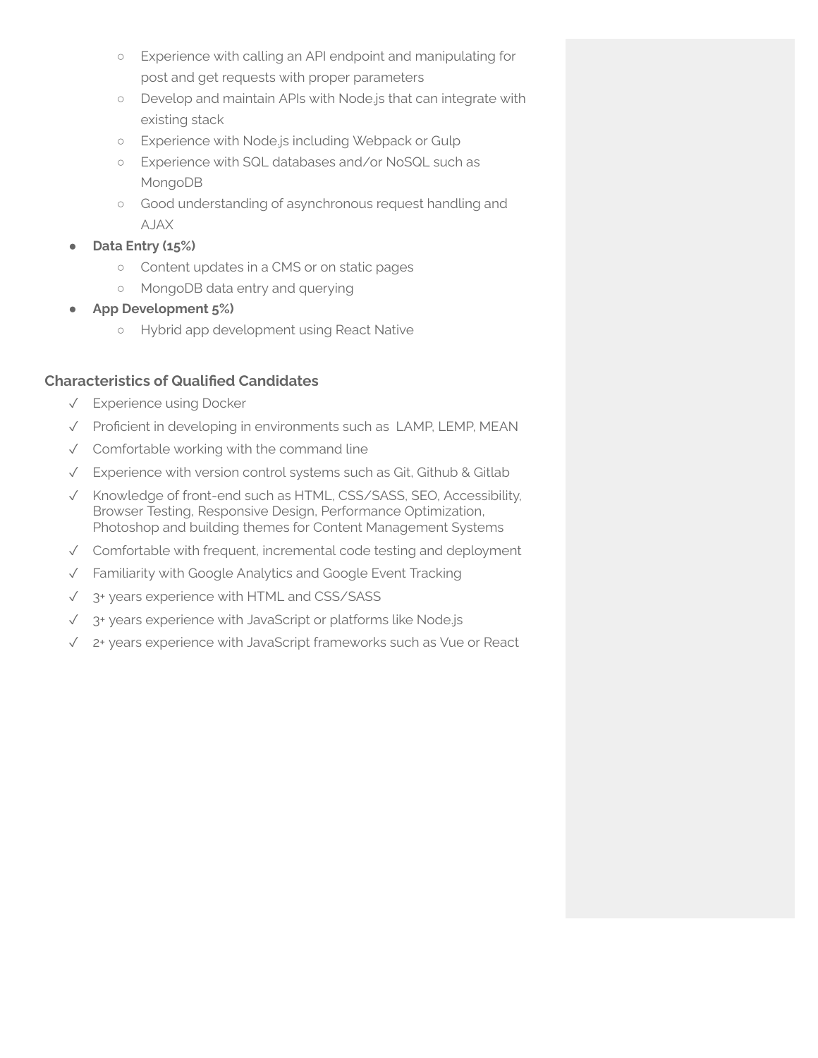- Experience with calling an API endpoint and manipulating for post and get requests with proper parameters
  - Develop and maintain APIs with Node.js that can integrate with existing stack
  - Experience with Node.js including Webpack or Gulp
  - Experience with SQL databases and/or NoSQL such as MongoDB
  - Good understanding of asynchronous request handling and AJAX
- **Data Entry (15%)**
  - Content updates in a CMS or on static pages
  - MongoDB data entry and querying
- **App Development 5%)**
  - Hybrid app development using React Native

### Characteristics of Qualified Candidates

- ✓ Experience using Docker
- ✓ Proficient in developing in environments such as LAMP, LEMP, MEAN
- ✓ Comfortable working with the command line
- ✓ Experience with version control systems such as Git, Github & Gitlab
- ✓ Knowledge of front-end such as HTML, CSS/SASS, SEO, Accessibility, Browser Testing, Responsive Design, Performance Optimization, Photoshop and building themes for Content Management Systems
- ✓ Comfortable with frequent, incremental code testing and deployment
- ✓ Familiarity with Google Analytics and Google Event Tracking
- ✓ 3+ years experience with HTML and CSS/SASS
- ✓ 3+ years experience with JavaScript or platforms like Node.js
- ✓ 2+ years experience with JavaScript frameworks such as Vue or React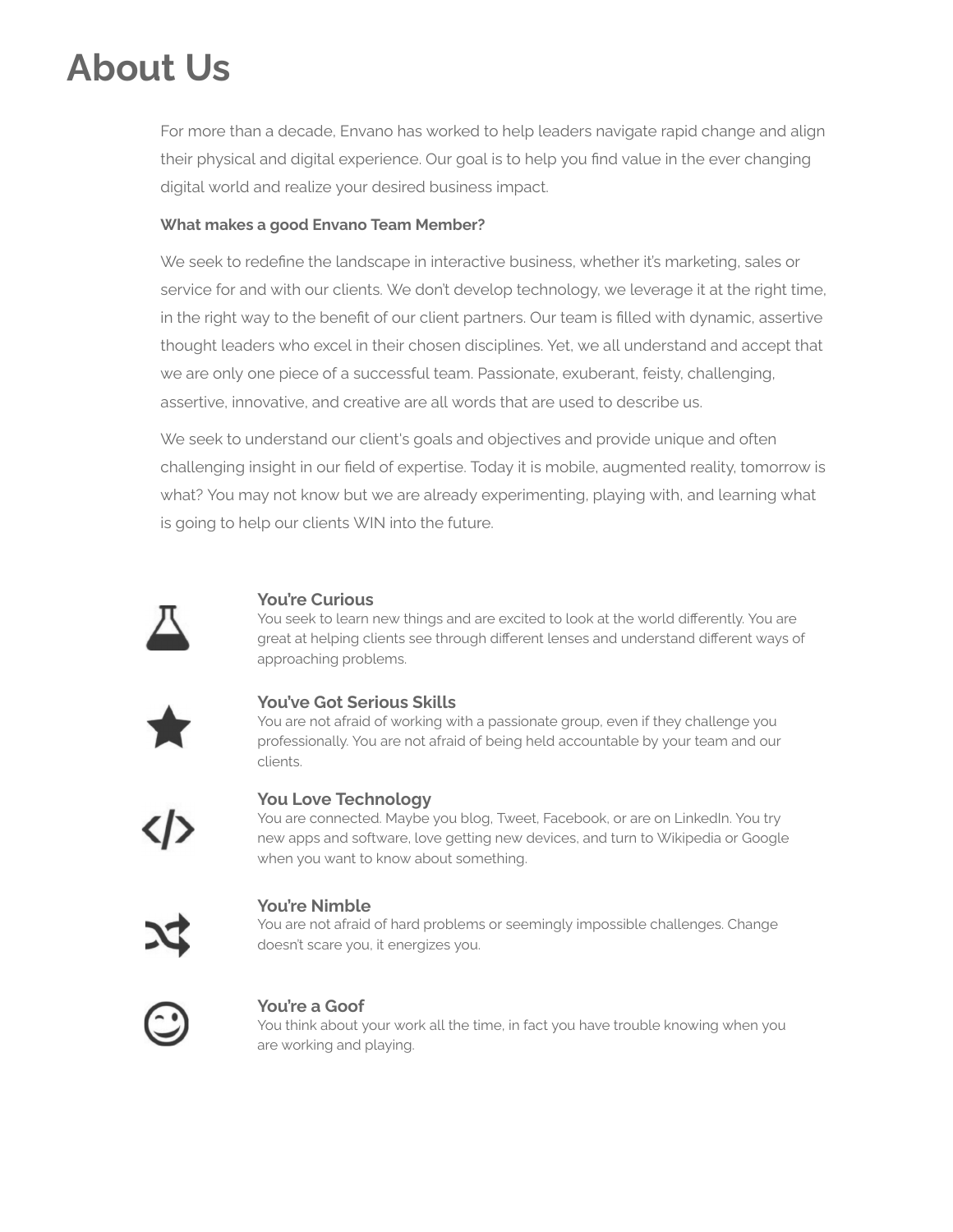# About Us

For more than a decade, Envano has worked to help leaders navigate rapid change and align their physical and digital experience. Our goal is to help you find value in the ever changing digital world and realize your desired business impact.

**What makes a good Envano Team Member?**

We seek to redefine the landscape in interactive business, whether it's marketing, sales or service for and with our clients. We don't develop technology, we leverage it at the right time, in the right way to the benefit of our client partners. Our team is filled with dynamic, assertive thought leaders who excel in their chosen disciplines. Yet, we all understand and accept that we are only one piece of a successful team. Passionate, exuberant, feisty, challenging, assertive, innovative, and creative are all words that are used to describe us.

We seek to understand our client's goals and objectives and provide unique and often challenging insight in our field of expertise. Today it is mobile, augmented reality, tomorrow is what? You may not know but we are already experimenting, playing with, and learning what is going to help our clients WIN into the future.

### You're Curious

You seek to learn new things and are excited to look at the world differently. You are great at helping clients see through different lenses and understand different ways of approaching problems.

### You've Got Serious Skills

You are not afraid of working with a passionate group, even if they challenge you professionally. You are not afraid of being held accountable by your team and our clients.

### You Love Technology

You are connected. Maybe you blog, Tweet, Facebook, or are on LinkedIn. You try new apps and software, love getting new devices, and turn to Wikipedia or Google when you want to know about something.

### You're Nimble

You are not afraid of hard problems or seemingly impossible challenges. Change doesn't scare you, it energizes you.

### You're a Goof

You think about your work all the time, in fact you have trouble knowing when you are working and playing.